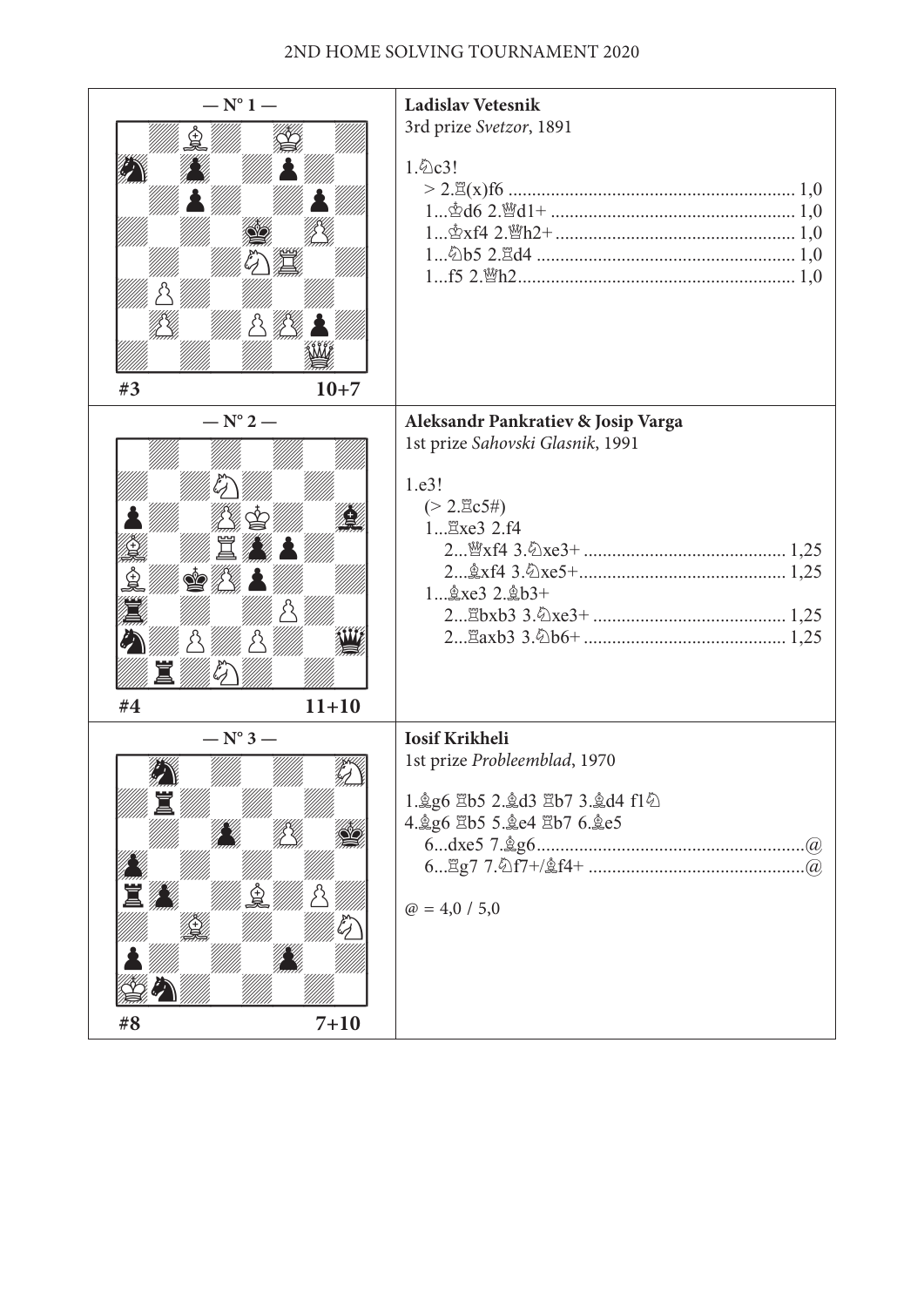2ND HOME SOLVING TOURNAMENT 2020

| — N° 1 — | **Ladislav Vetesnik**<br>3rd prize *Svetzor*, 1891<br><br>1.♘c3!<br>> 2.♖(x)f6 ........ 1,0<br>1...♔d6 2.♕d1+ ........ 1,0<br>1...♔xf4 2.♕h2+ ........ 1,0<br>1...♘b5 2.♖d4 ........ 1,0<br>1...f5 2.♕h2 ........ 1,0 |
|---|---|
| #3 10+7 | |
| — N° 2 — | **Aleksandr Pankratiev & Josip Varga**<br>1st prize *Sahovski Glasnik*, 1991<br><br>1.e3!<br>(> 2.♖c5#)<br>1...♖xe3 2.f4<br>2...♕xf4 3.♘xe3+ ........ 1,25<br>2...♗xf4 3.♘xe5+ ........ 1,25<br>1...♗xe3 2.♗b3+<br>2...♖bxb3 3.♘xe3+ ........ 1,25<br>2...♖axb3 3.♘b6+ ........ 1,25 |
| #4 11+10 | |
| — N° 3 — | **Iosif Krikheli**<br>1st prize *Probleemblad*, 1970<br><br>1.♗g6 ♖b5 2.♗d3 ♖b7 3.♗d4 f1♘<br>4.♗g6 ♖b5 5.♗e4 ♖b7 6.♗e5<br>6...dxe5 7.♗g6 ........ @<br>6...♖g7 7.♘f7+/♗f4+ ........ @<br><br>@ = 4,0 / 5,0 |
| #8 7+10 | |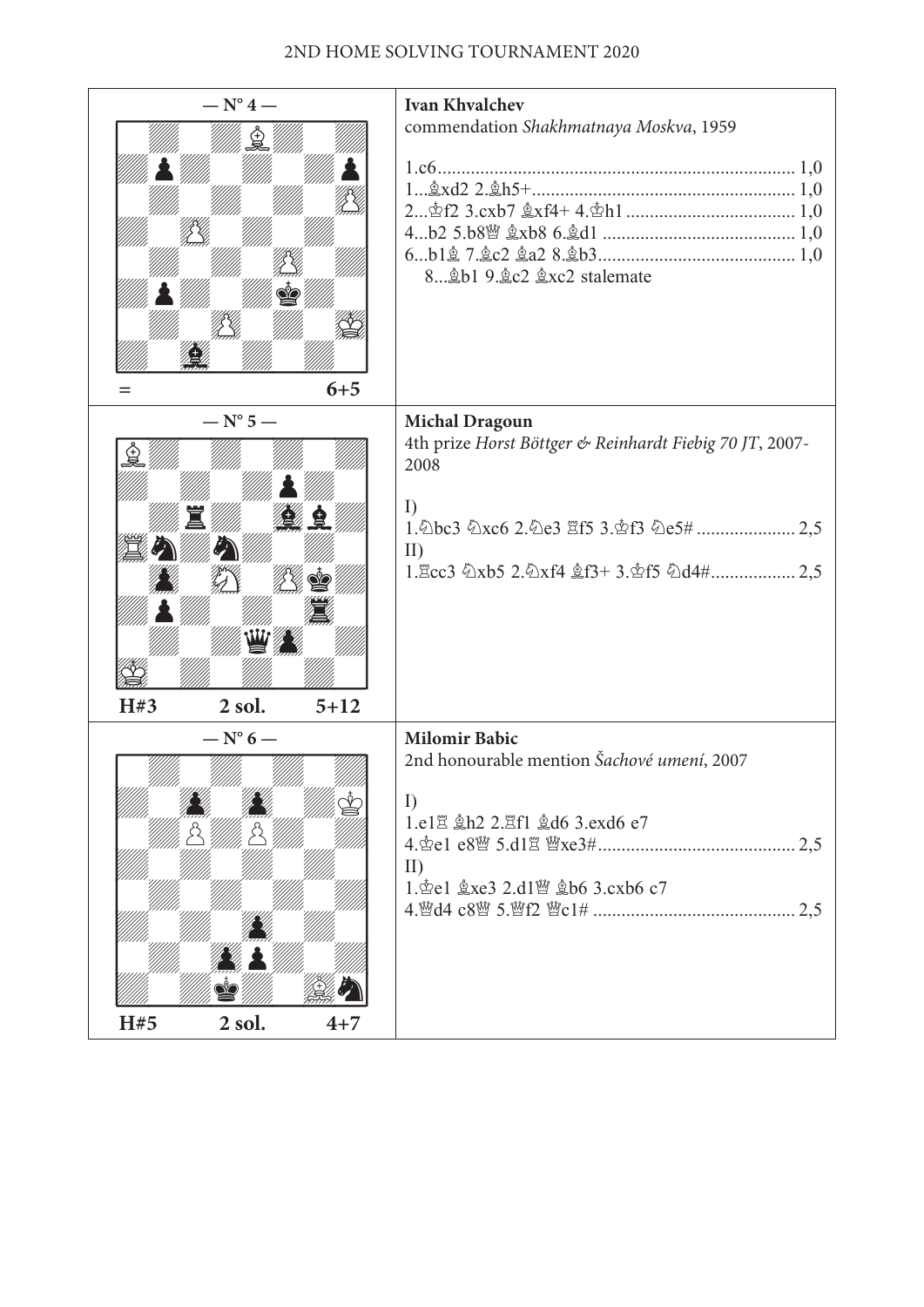## — N° 4 —

= 6+5

**Ivan Khvalchev**
commendation *Shakhmatnaya Moskva*, 1959

1.c6 .......................................................................... 1,0
1...♗xd2 2.♗h5+ ....................................................... 1,0
2...♔f2 3.cxb7 ♗xf4+ 4.♔h1 ................................... 1,0
4...b2 5.b8♕ ♗xb8 6.♗d1 ......................................... 1,0
6...b1♗ 7.♗c2 ♗a2 8.♗b3 ......................................... 1,0
8...♗b1 9.♗c2 ♗xc2 stalemate

## — N° 5 —

H#3 2 sol. 5+12

**Michal Dragoun**
4th prize *Horst Böttger & Reinhardt Fiebig 70 JT*, 2007-2008

I)
1.♘bc3 ♘xc6 2.♘e3 ♖f5 3.♔f3 ♘e5# .................... 2,5
II)
1.♖cc3 ♘xb5 2.♘xf4 ♗f3+ 3.♔f5 ♘d4# ................. 2,5

## — N° 6 —

H#5 2 sol. 4+7

**Milomir Babic**
2nd honourable mention *Šachové umení*, 2007

I)
1.e1♖ ♗h2 2.♖f1 ♗d6 3.exd6 e7
4.♔e1 e8♕ 5.d1♖ ♕xe3# ........................................ 2,5
II)
1.♔e1 ♗xe3 2.d1♕ ♗b6 3.cxb6 c7
4.♕d4 c8♕ 5.♕f2 ♕c1# .......................................... 2,5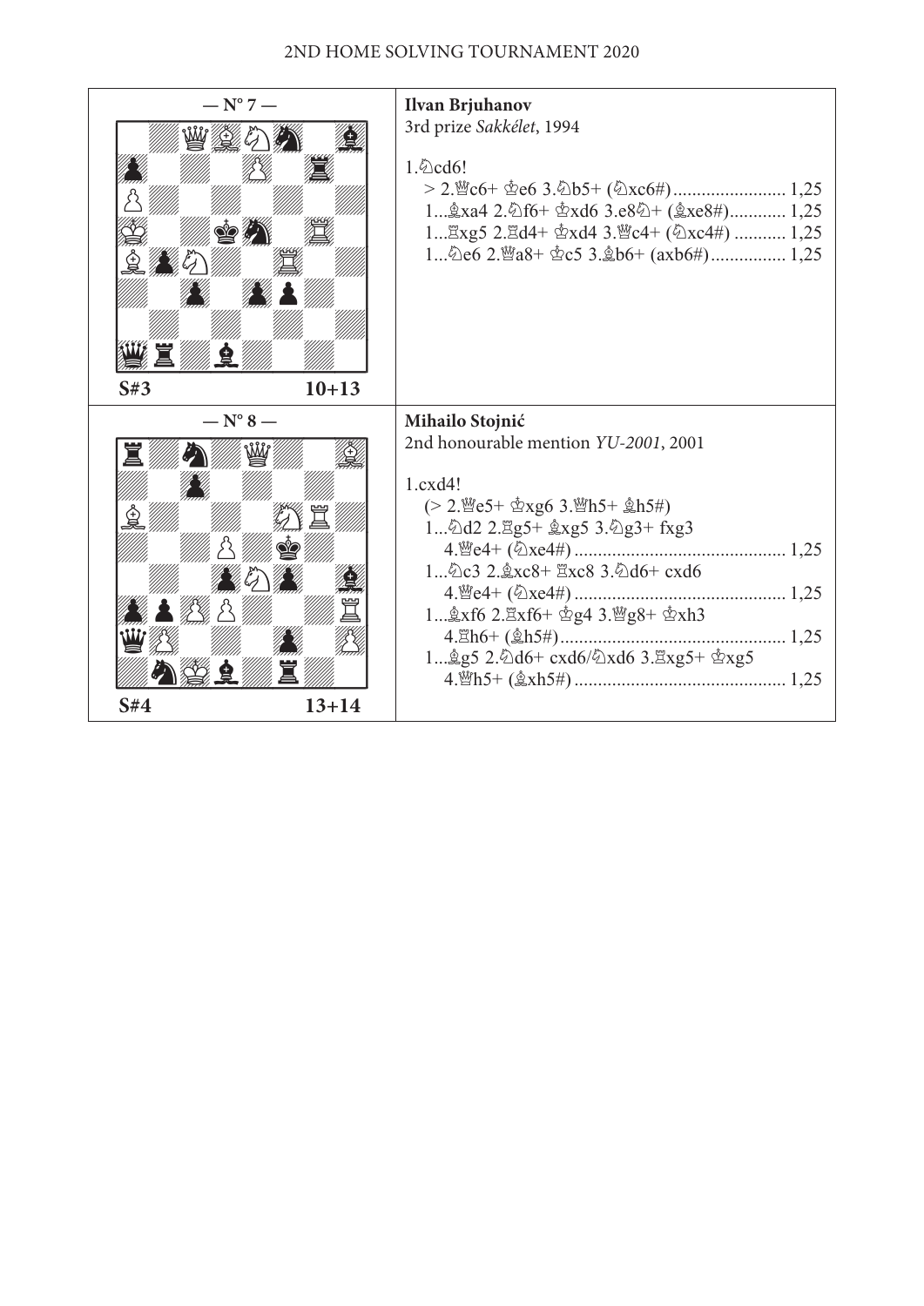## — N° 7 —

S#3 10+13

**Ilvan Brjuhanov**
3rd prize *Sakkélet*, 1994

1.♘cd6!
> 2.♕c6+ ♔e6 3.♘b5+ (♘xc6#) ........................ 1,25
1...♗xa4 2.♘f6+ ♔xd6 3.e8♘+ (♗xe8#) ............ 1,25
1...♖xg5 2.♖d4+ ♔xd4 3.♕c4+ (♘xc4#) ........... 1,25
1...♘e6 2.♕a8+ ♔c5 3.♗b6+ (axb6#) ................ 1,25

## — N° 8 —

S#4 13+14

**Mihailo Stojnić**
2nd honourable mention *YU-2001*, 2001

1.cxd4!
(> 2.♕e5+ ♔xg6 3.♕h5+ ♗h5#)
1...♘d2 2.♖g5+ ♗xg5 3.♘g3+ fxg3
4.♕e4+ (♘xe4#) ............................................ 1,25
1...♘c3 2.♗xc8+ ♖xc8 3.♘d6+ cxd6
4.♕e4+ (♘xe4#) ............................................ 1,25
1...♗xf6 2.♖xf6+ ♔g4 3.♕g8+ ♔xh3
4.♖h6+ (♗h5#) ................................................ 1,25
1...♗g5 2.♘d6+ cxd6/♘xd6 3.♖xg5+ ♔xg5
4.♕h5+ (♗xh5#) ............................................ 1,25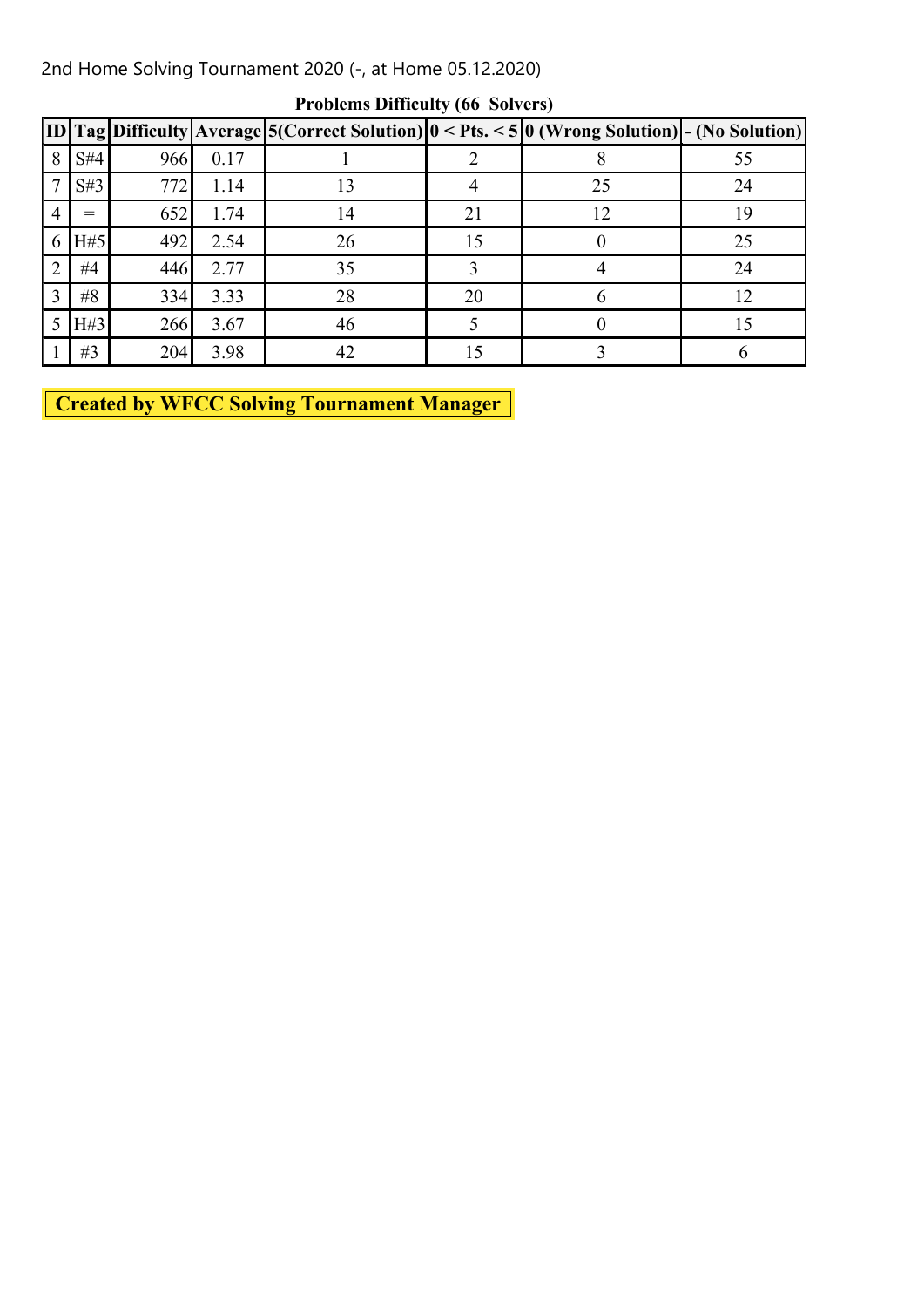2nd Home Solving Tournament 2020 (-, at Home 05.12.2020)

**Problems Difficulty (66 Solvers)**

| ID | Tag | Difficulty | Average | 5(Correct Solution) | 0 < Pts. < 5 | 0 (Wrong Solution) | - (No Solution) |
|---|---|---|---|---|---|---|---|
| 8 | S#4 | 966 | 0.17 | 1 | 2 | 8 | 55 |
| 7 | S#3 | 772 | 1.14 | 13 | 4 | 25 | 24 |
| 4 | = | 652 | 1.74 | 14 | 21 | 12 | 19 |
| 6 | H#5 | 492 | 2.54 | 26 | 15 | 0 | 25 |
| 2 | #4 | 446 | 2.77 | 35 | 3 | 4 | 24 |
| 3 | #8 | 334 | 3.33 | 28 | 20 | 6 | 12 |
| 5 | H#3 | 266 | 3.67 | 46 | 5 | 0 | 15 |
| 1 | #3 | 204 | 3.98 | 42 | 15 | 3 | 6 |

**Created by WFCC Solving Tournament Manager**